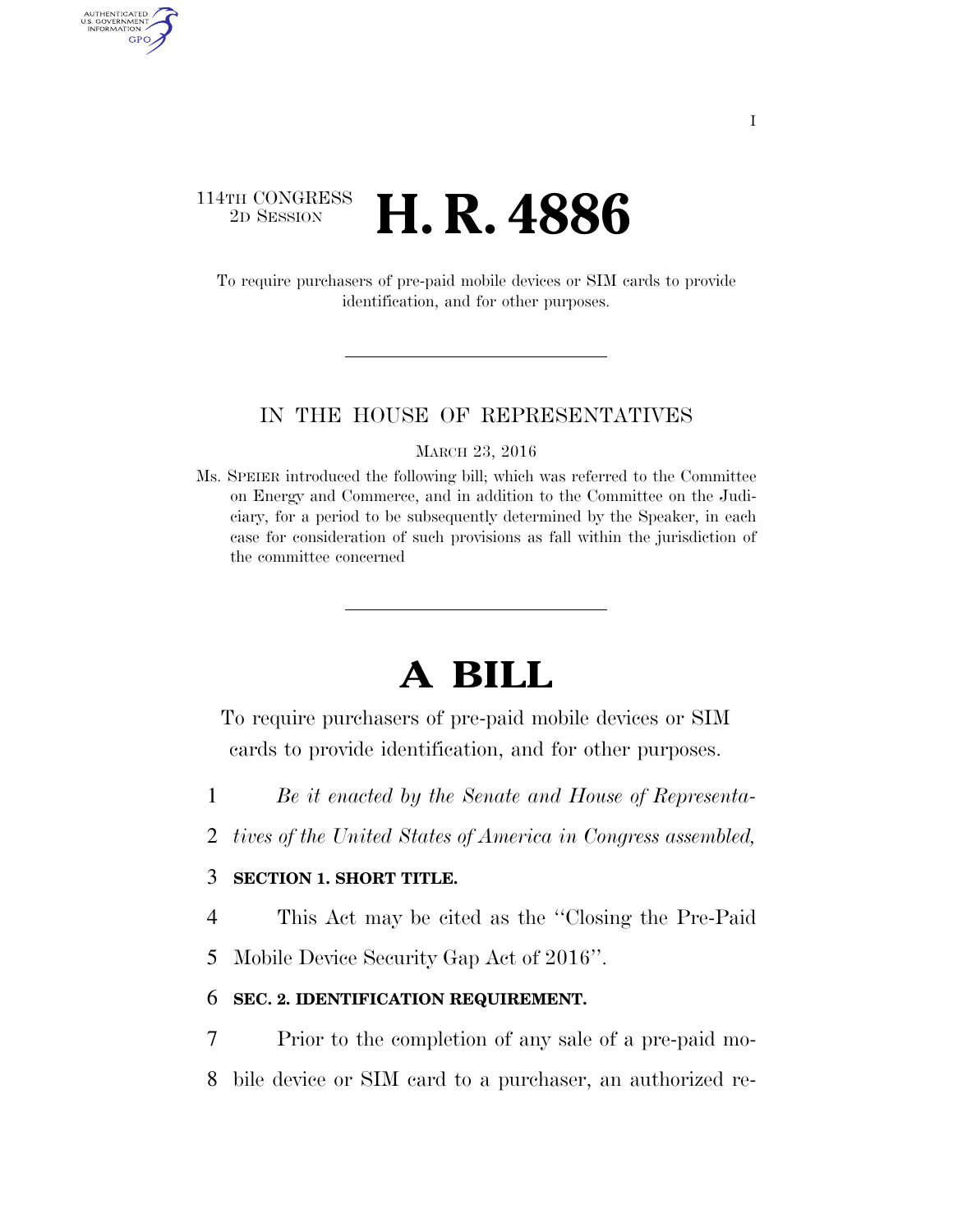114TH CONGRESS
2D SESSION

# H. R. 4886

To require purchasers of pre-paid mobile devices or SIM cards to provide identification, and for other purposes.

---

IN THE HOUSE OF REPRESENTATIVES

MARCH 23, 2016

Ms. SPEIER introduced the following bill; which was referred to the Committee on Energy and Commerce, and in addition to the Committee on the Judiciary, for a period to be subsequently determined by the Speaker, in each case for consideration of such provisions as fall within the jurisdiction of the committee concerned

---

# A BILL

To require purchasers of pre-paid mobile devices or SIM cards to provide identification, and for other purposes.

1 *Be it enacted by the Senate and House of Representa-*
2 *tives of the United States of America in Congress assembled,*

3 **SECTION 1. SHORT TITLE.**

4 This Act may be cited as the "Closing the Pre-Paid
5 Mobile Device Security Gap Act of 2016".

6 **SEC. 2. IDENTIFICATION REQUIREMENT.**

7 Prior to the completion of any sale of a pre-paid mo-
8 bile device or SIM card to a purchaser, an authorized re-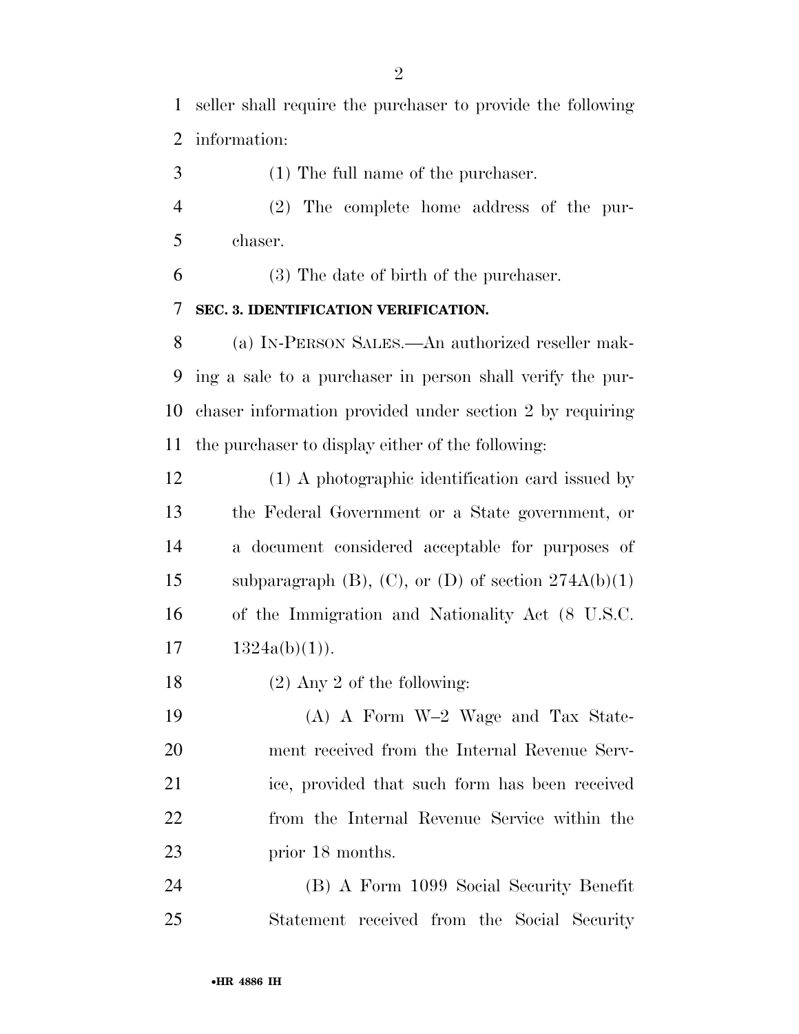seller shall require the purchaser to provide the following information:

(1) The full name of the purchaser.

(2) The complete home address of the purchaser.

(3) The date of birth of the purchaser.

**SEC. 3. IDENTIFICATION VERIFICATION.**

(a) IN-PERSON SALES.—An authorized reseller making a sale to a purchaser in person shall verify the purchaser information provided under section 2 by requiring the purchaser to display either of the following:

(1) A photographic identification card issued by the Federal Government or a State government, or a document considered acceptable for purposes of subparagraph (B), (C), or (D) of section 274A(b)(1) of the Immigration and Nationality Act (8 U.S.C. 1324a(b)(1)).

(2) Any 2 of the following:

(A) A Form W–2 Wage and Tax Statement received from the Internal Revenue Service, provided that such form has been received from the Internal Revenue Service within the prior 18 months.

(B) A Form 1099 Social Security Benefit Statement received from the Social Security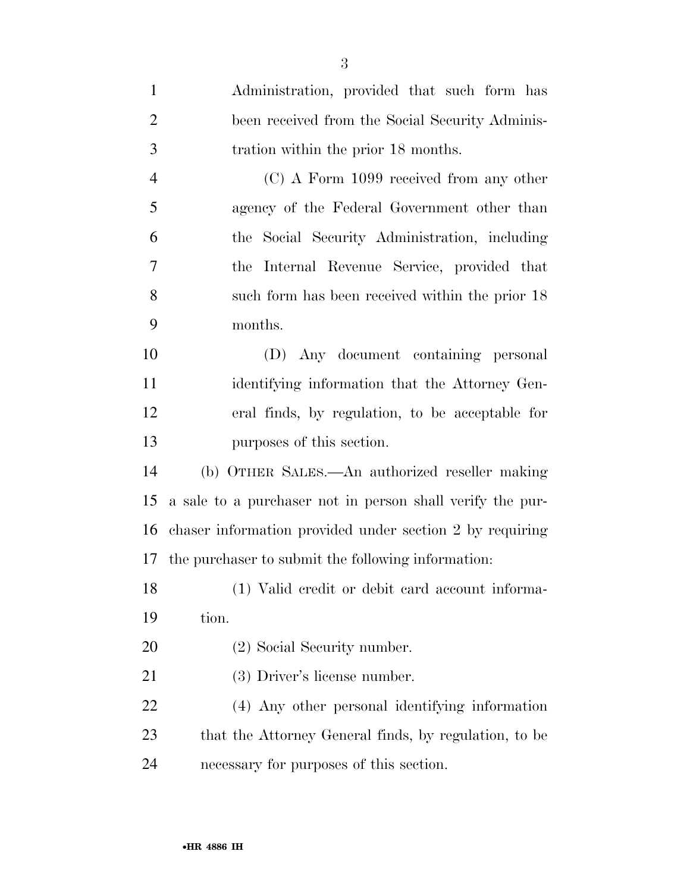Administration, provided that such form has been received from the Social Security Administration within the prior 18 months.

(C) A Form 1099 received from any other agency of the Federal Government other than the Social Security Administration, including the Internal Revenue Service, provided that such form has been received within the prior 18 months.

(D) Any document containing personal identifying information that the Attorney General finds, by regulation, to be acceptable for purposes of this section.

(b) OTHER SALES.—An authorized reseller making a sale to a purchaser not in person shall verify the purchaser information provided under section 2 by requiring the purchaser to submit the following information:

(1) Valid credit or debit card account information.

(2) Social Security number.

(3) Driver's license number.

(4) Any other personal identifying information that the Attorney General finds, by regulation, to be necessary for purposes of this section.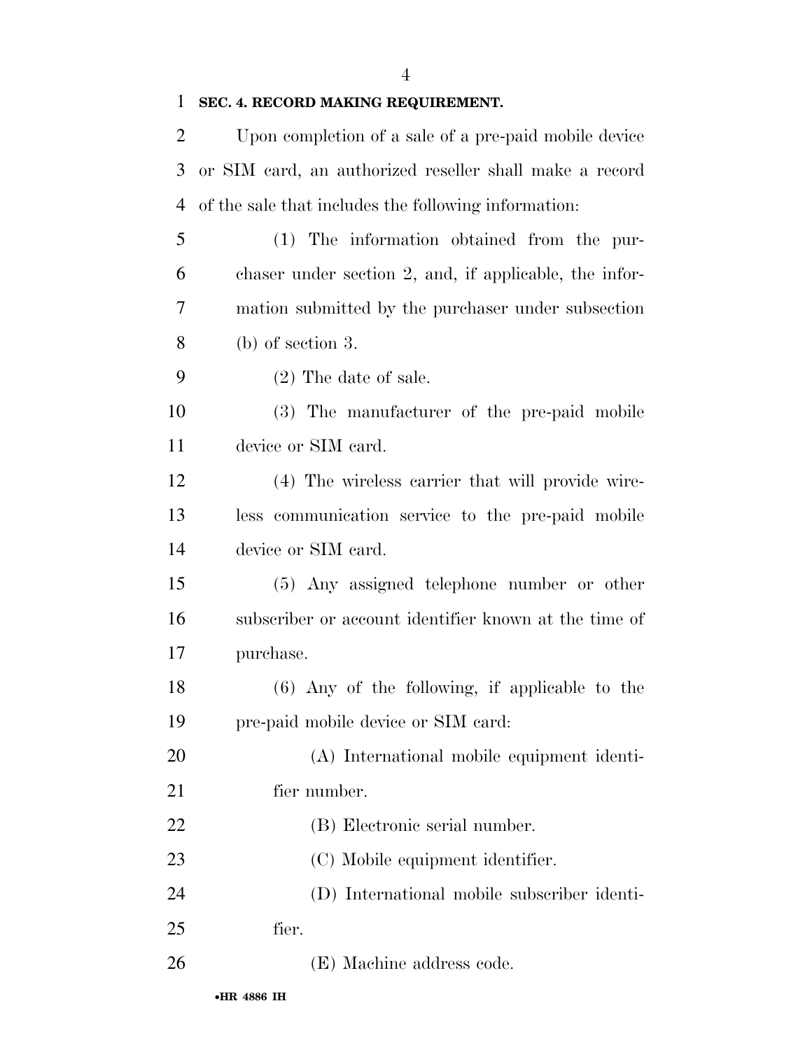**SEC. 4. RECORD MAKING REQUIREMENT.**

Upon completion of a sale of a pre-paid mobile device or SIM card, an authorized reseller shall make a record of the sale that includes the following information:

(1) The information obtained from the purchaser under section 2, and, if applicable, the information submitted by the purchaser under subsection (b) of section 3.

(2) The date of sale.

(3) The manufacturer of the pre-paid mobile device or SIM card.

(4) The wireless carrier that will provide wireless communication service to the pre-paid mobile device or SIM card.

(5) Any assigned telephone number or other subscriber or account identifier known at the time of purchase.

(6) Any of the following, if applicable to the pre-paid mobile device or SIM card:

(A) International mobile equipment identifier number.

(B) Electronic serial number.

(C) Mobile equipment identifier.

(D) International mobile subscriber identifier.

(E) Machine address code.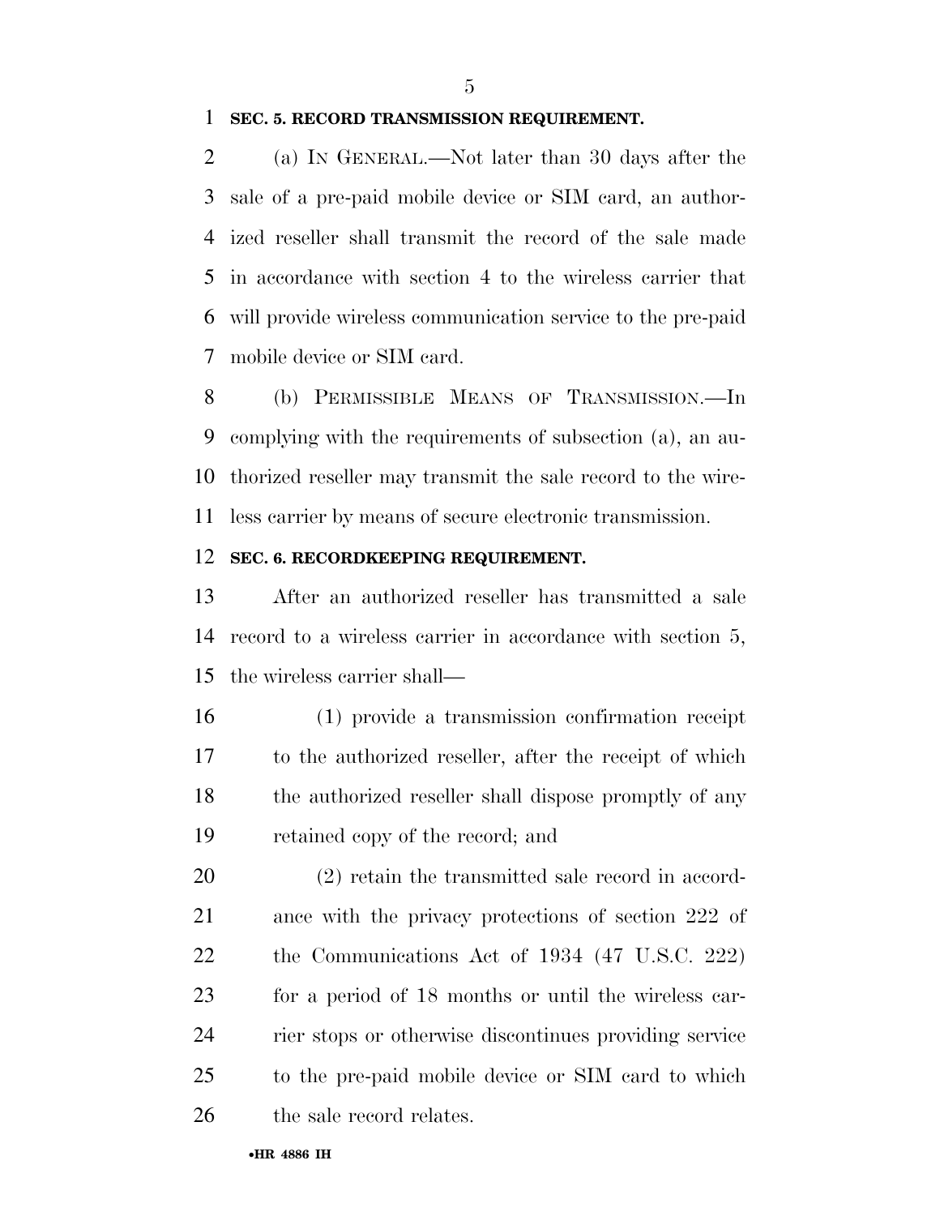**SEC. 5. RECORD TRANSMISSION REQUIREMENT.**

(a) IN GENERAL.—Not later than 30 days after the sale of a pre-paid mobile device or SIM card, an authorized reseller shall transmit the record of the sale made in accordance with section 4 to the wireless carrier that will provide wireless communication service to the pre-paid mobile device or SIM card.

(b) PERMISSIBLE MEANS OF TRANSMISSION.—In complying with the requirements of subsection (a), an authorized reseller may transmit the sale record to the wireless carrier by means of secure electronic transmission.

**SEC. 6. RECORDKEEPING REQUIREMENT.**

After an authorized reseller has transmitted a sale record to a wireless carrier in accordance with section 5, the wireless carrier shall—

(1) provide a transmission confirmation receipt to the authorized reseller, after the receipt of which the authorized reseller shall dispose promptly of any retained copy of the record; and

(2) retain the transmitted sale record in accordance with the privacy protections of section 222 of the Communications Act of 1934 (47 U.S.C. 222) for a period of 18 months or until the wireless carrier stops or otherwise discontinues providing service to the pre-paid mobile device or SIM card to which the sale record relates.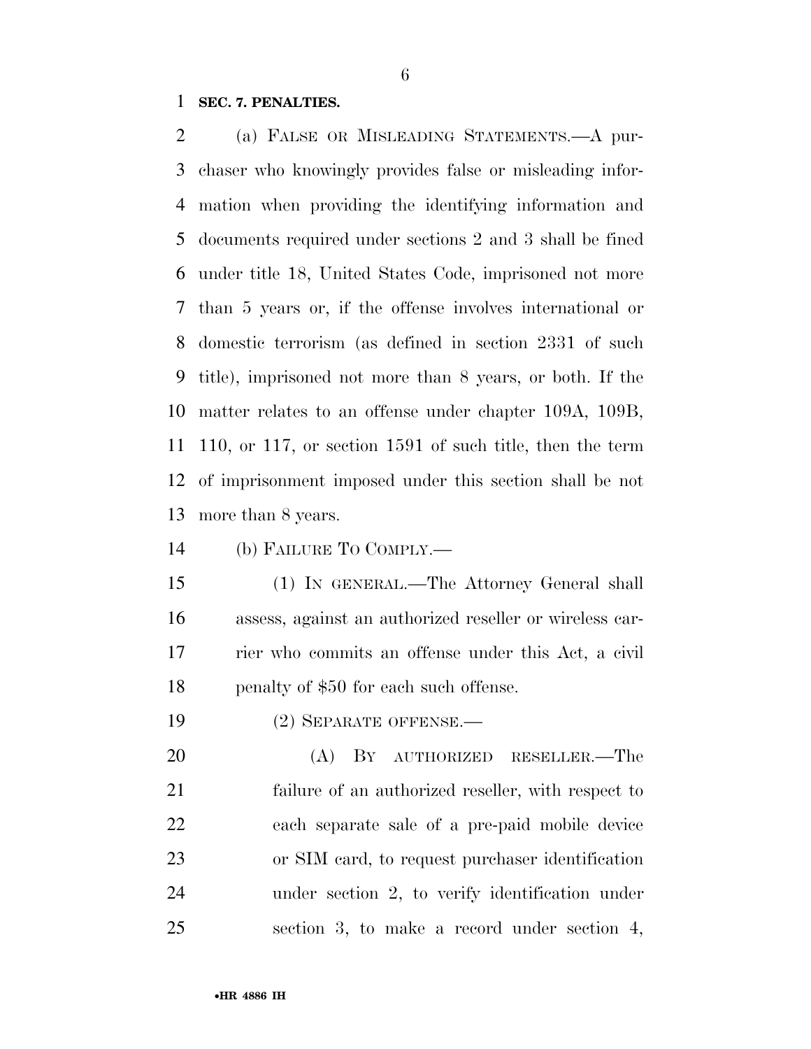**SEC. 7. PENALTIES.**

(a) FALSE OR MISLEADING STATEMENTS.—A purchaser who knowingly provides false or misleading information when providing the identifying information and documents required under sections 2 and 3 shall be fined under title 18, United States Code, imprisoned not more than 5 years or, if the offense involves international or domestic terrorism (as defined in section 2331 of such title), imprisoned not more than 8 years, or both. If the matter relates to an offense under chapter 109A, 109B, 110, or 117, or section 1591 of such title, then the term of imprisonment imposed under this section shall be not more than 8 years.

(b) FAILURE TO COMPLY.—

(1) IN GENERAL.—The Attorney General shall assess, against an authorized reseller or wireless carrier who commits an offense under this Act, a civil penalty of $50 for each such offense.

(2) SEPARATE OFFENSE.—

(A) BY AUTHORIZED RESELLER.—The failure of an authorized reseller, with respect to each separate sale of a pre-paid mobile device or SIM card, to request purchaser identification under section 2, to verify identification under section 3, to make a record under section 4,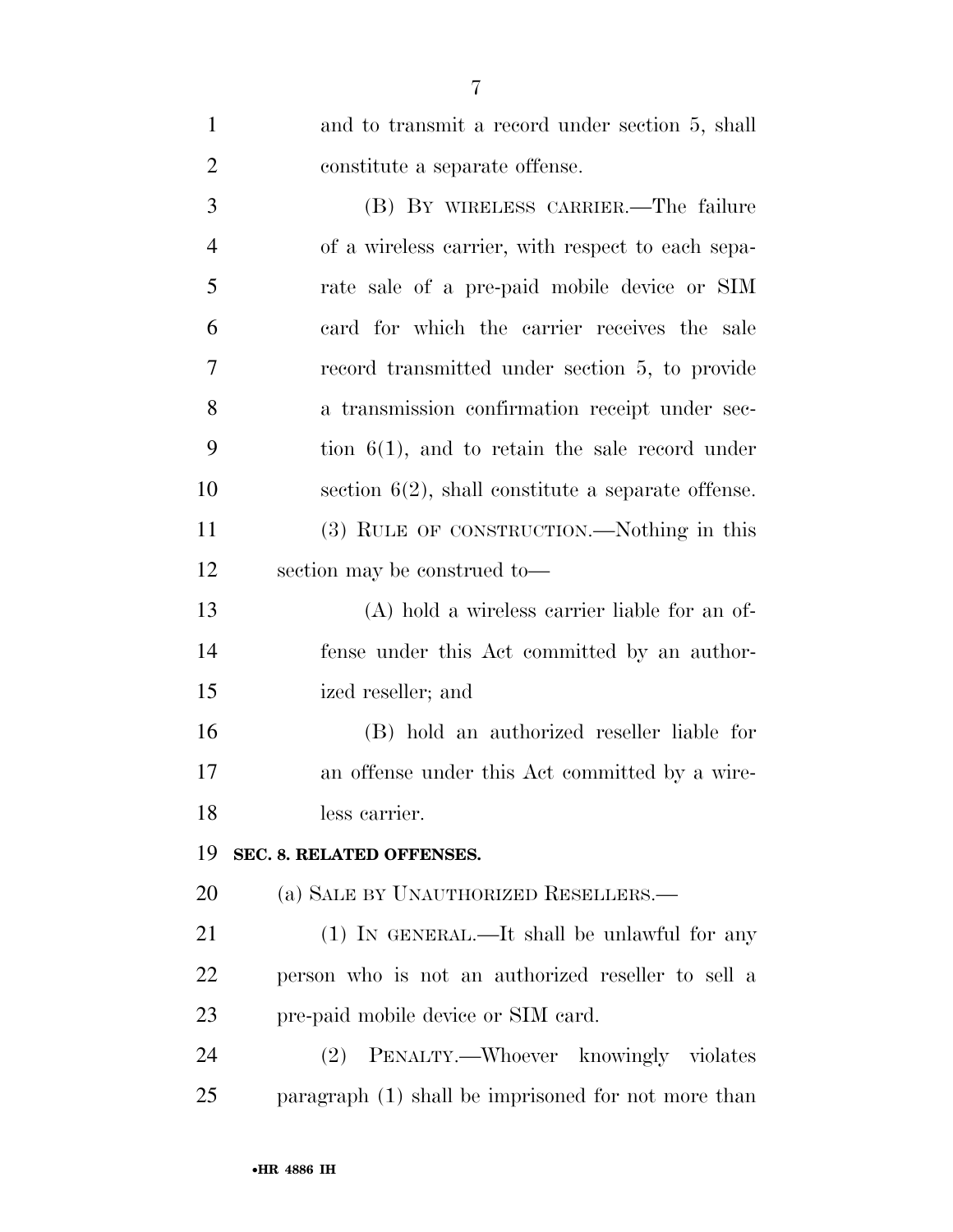and to transmit a record under section 5, shall constitute a separate offense.

(B) BY WIRELESS CARRIER.—The failure of a wireless carrier, with respect to each separate sale of a pre-paid mobile device or SIM card for which the carrier receives the sale record transmitted under section 5, to provide a transmission confirmation receipt under section 6(1), and to retain the sale record under section 6(2), shall constitute a separate offense.

(3) RULE OF CONSTRUCTION.—Nothing in this section may be construed to—

(A) hold a wireless carrier liable for an offense under this Act committed by an authorized reseller; and

(B) hold an authorized reseller liable for an offense under this Act committed by a wireless carrier.

**SEC. 8. RELATED OFFENSES.**

(a) SALE BY UNAUTHORIZED RESELLERS.—

(1) IN GENERAL.—It shall be unlawful for any person who is not an authorized reseller to sell a pre-paid mobile device or SIM card.

(2) PENALTY.—Whoever knowingly violates paragraph (1) shall be imprisoned for not more than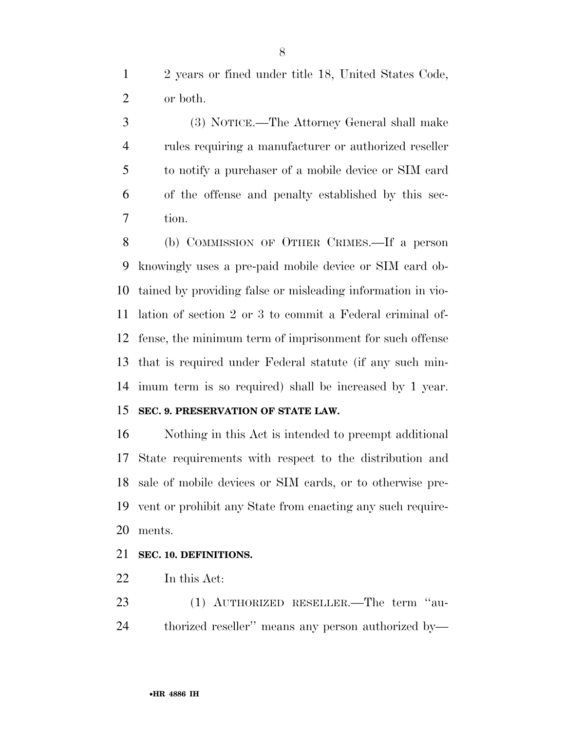2 years or fined under title 18, United States Code, or both.

(3) NOTICE.—The Attorney General shall make rules requiring a manufacturer or authorized reseller to notify a purchaser of a mobile device or SIM card of the offense and penalty established by this section.

(b) COMMISSION OF OTHER CRIMES.—If a person knowingly uses a pre-paid mobile device or SIM card obtained by providing false or misleading information in violation of section 2 or 3 to commit a Federal criminal offense, the minimum term of imprisonment for such offense that is required under Federal statute (if any such minimum term is so required) shall be increased by 1 year.

**SEC. 9. PRESERVATION OF STATE LAW.**

Nothing in this Act is intended to preempt additional State requirements with respect to the distribution and sale of mobile devices or SIM cards, or to otherwise prevent or prohibit any State from enacting any such requirements.

**SEC. 10. DEFINITIONS.**

In this Act:

(1) AUTHORIZED RESELLER.—The term "authorized reseller" means any person authorized by—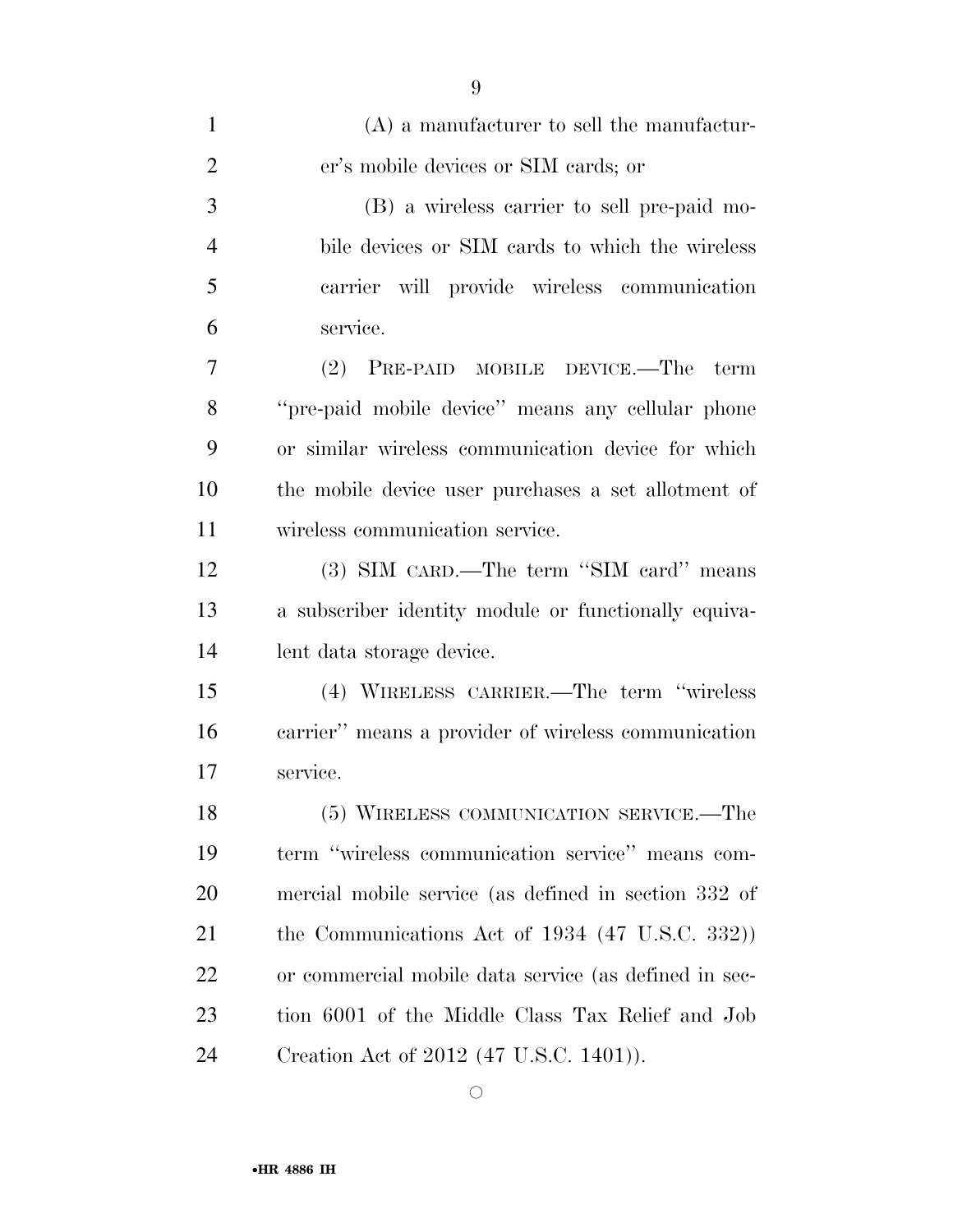(A) a manufacturer to sell the manufacturer's mobile devices or SIM cards; or

(B) a wireless carrier to sell pre-paid mobile devices or SIM cards to which the wireless carrier will provide wireless communication service.

(2) PRE-PAID MOBILE DEVICE.—The term "pre-paid mobile device" means any cellular phone or similar wireless communication device for which the mobile device user purchases a set allotment of wireless communication service.

(3) SIM CARD.—The term "SIM card" means a subscriber identity module or functionally equivalent data storage device.

(4) WIRELESS CARRIER.—The term "wireless carrier" means a provider of wireless communication service.

(5) WIRELESS COMMUNICATION SERVICE.—The term "wireless communication service" means commercial mobile service (as defined in section 332 of the Communications Act of 1934 (47 U.S.C. 332)) or commercial mobile data service (as defined in section 6001 of the Middle Class Tax Relief and Job Creation Act of 2012 (47 U.S.C. 1401)).

○